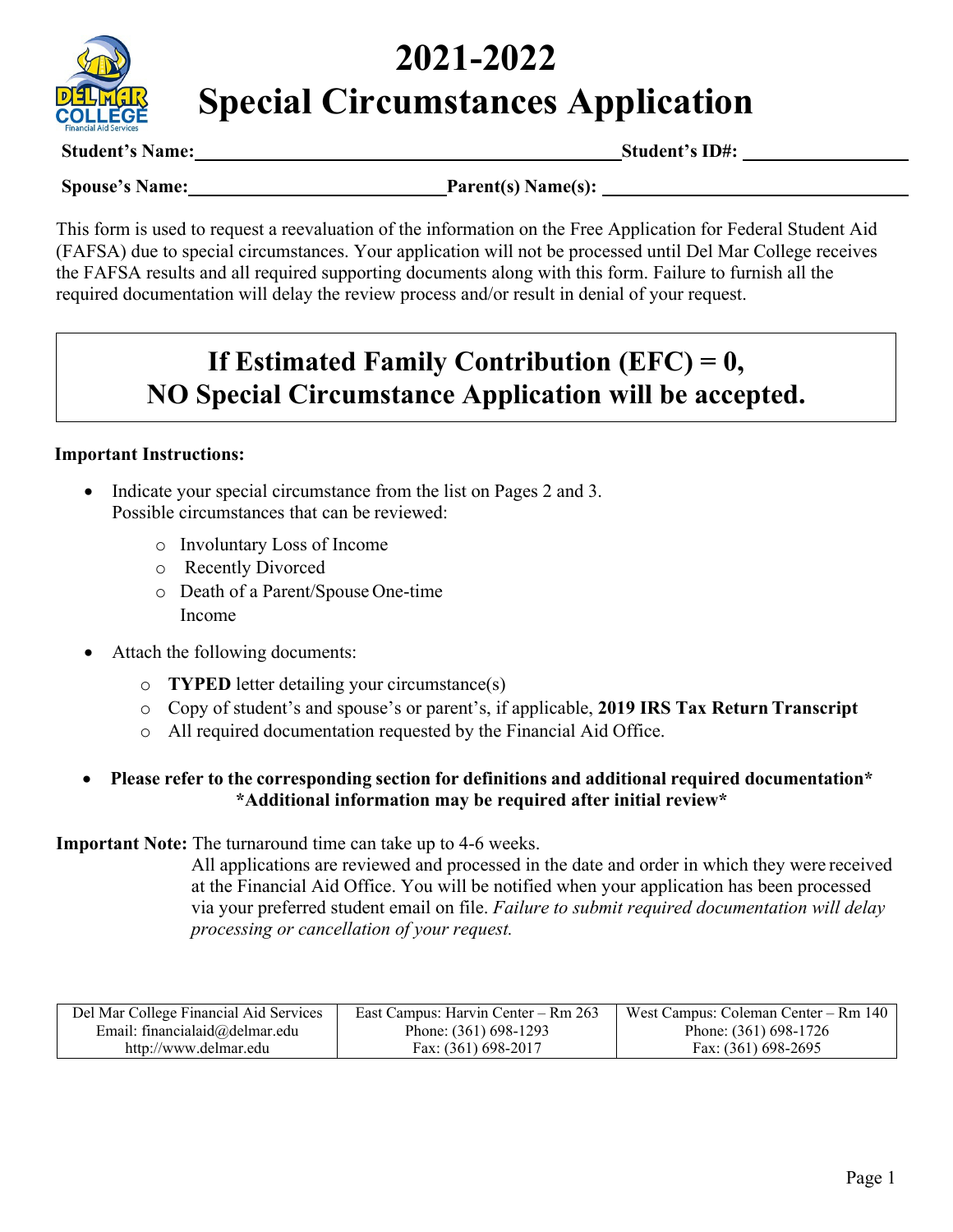# 2021-2022 Special Circumstances Application

**Student's Name:** ______________________________ **Student's ID#:** ________________

**Spouse's Name:** ________________________ **Parent(s) Name(s):** ______________________________

This form is used to request a reevaluation of the information on the Free Application for Federal Student Aid (FAFSA) due to special circumstances. Your application will not be processed until Del Mar College receives the FAFSA results and all required supporting documents along with this form. Failure to furnish all the required documentation will delay the review process and/or result in denial of your request.

## If Estimated Family Contribution (EFC) = 0, NO Special Circumstance Application will be accepted.

**Important Instructions:**

- Indicate your special circumstance from the list on Pages 2 and 3. Possible circumstances that can be reviewed:
  - Involuntary Loss of Income
  - Recently Divorced
  - Death of a Parent/Spouse One-time Income
- Attach the following documents:
  - **TYPED** letter detailing your circumstance(s)
  - Copy of student's and spouse's or parent's, if applicable, **2019 IRS Tax Return Transcript**
  - All required documentation requested by the Financial Aid Office.
- **Please refer to the corresponding section for definitions and additional required documentation\***
  **\*Additional information may be required after initial review\***

**Important Note:** The turnaround time can take up to 4-6 weeks.
All applications are reviewed and processed in the date and order in which they were received at the Financial Aid Office. You will be notified when your application has been processed via your preferred student email on file. *Failure to submit required documentation will delay processing or cancellation of your request.*

| Del Mar College Financial Aid Services | East Campus: Harvin Center – Rm 263 | West Campus: Coleman Center – Rm 140 |
|---|---|---|
| Email: financialaid@delmar.edu | Phone: (361) 698-1293 | Phone: (361) 698-1726 |
| http://www.delmar.edu | Fax: (361) 698-2017 | Fax: (361) 698-2695 |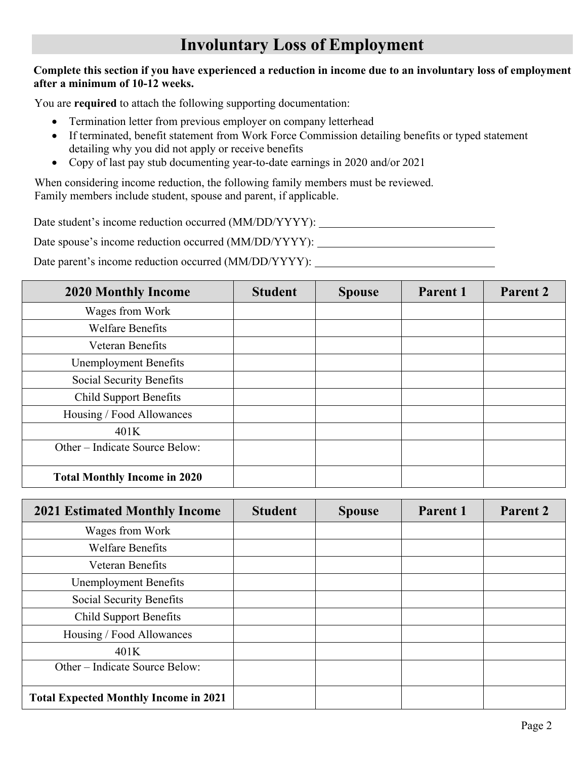# Involuntary Loss of Employment

**Complete this section if you have experienced a reduction in income due to an involuntary loss of employment after a minimum of 10-12 weeks.**

You are **required** to attach the following supporting documentation:

- Termination letter from previous employer on company letterhead
- If terminated, benefit statement from Work Force Commission detailing benefits or typed statement detailing why you did not apply or receive benefits
- Copy of last pay stub documenting year-to-date earnings in 2020 and/or 2021

When considering income reduction, the following family members must be reviewed. Family members include student, spouse and parent, if applicable.

Date student's income reduction occurred (MM/DD/YYYY): ______________________________

Date spouse's income reduction occurred (MM/DD/YYYY): ______________________________

Date parent's income reduction occurred (MM/DD/YYYY): ______________________________

| 2020 Monthly Income | Student | Spouse | Parent 1 | Parent 2 |
|---|---|---|---|---|
| Wages from Work | | | | |
| Welfare Benefits | | | | |
| Veteran Benefits | | | | |
| Unemployment Benefits | | | | |
| Social Security Benefits | | | | |
| Child Support Benefits | | | | |
| Housing / Food Allowances | | | | |
| 401K | | | | |
| Other – Indicate Source Below: | | | | |
| **Total Monthly Income in 2020** | | | | |

| 2021 Estimated Monthly Income | Student | Spouse | Parent 1 | Parent 2 |
|---|---|---|---|---|
| Wages from Work | | | | |
| Welfare Benefits | | | | |
| Veteran Benefits | | | | |
| Unemployment Benefits | | | | |
| Social Security Benefits | | | | |
| Child Support Benefits | | | | |
| Housing / Food Allowances | | | | |
| 401K | | | | |
| Other – Indicate Source Below: | | | | |
| **Total Expected Monthly Income in 2021** | | | | |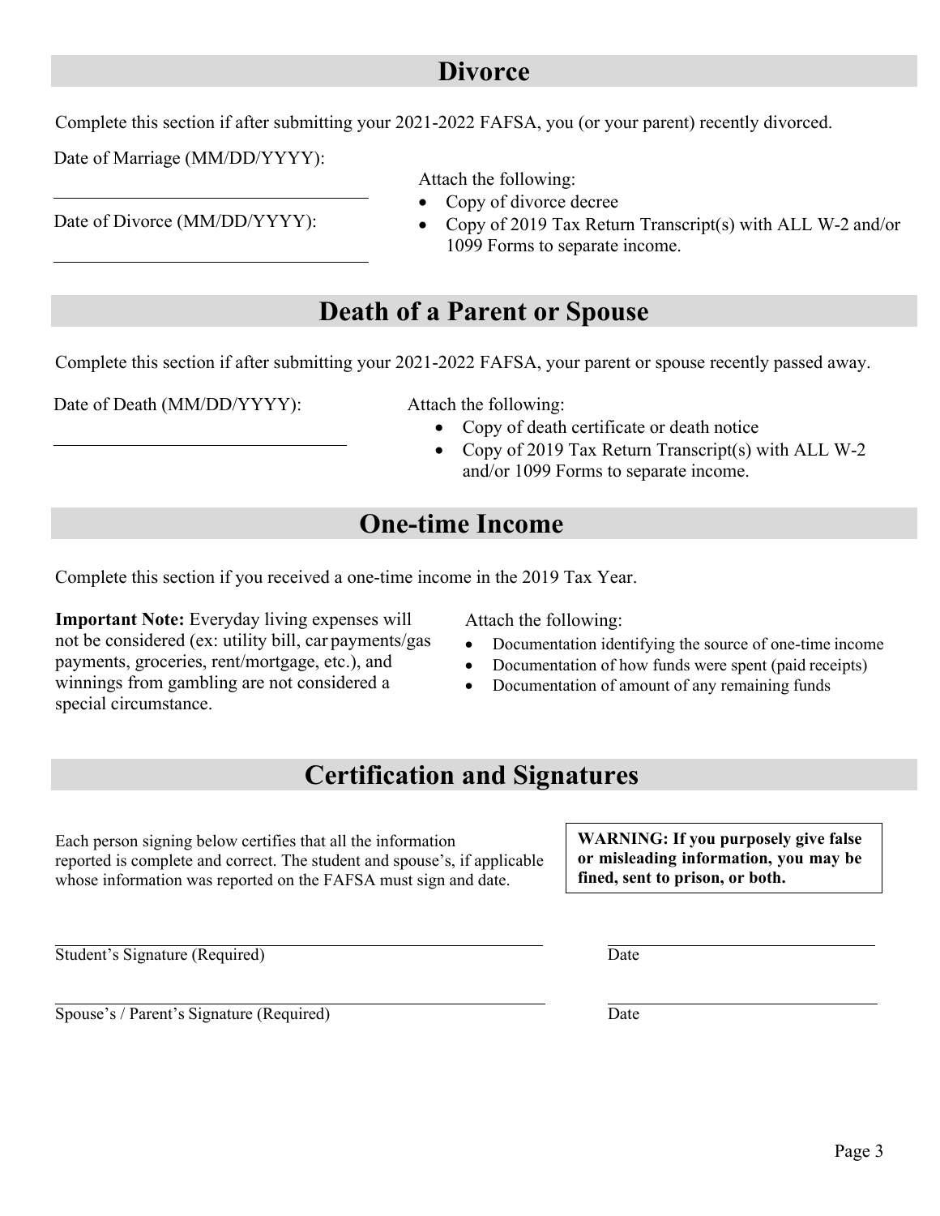## Divorce

Complete this section if after submitting your 2021-2022 FAFSA, you (or your parent) recently divorced.

Date of Marriage (MM/DD/YYYY):

\_\_\_\_\_\_\_\_\_\_\_\_\_\_\_\_\_\_\_\_\_\_\_\_\_\_\_\_\_\_

Date of Divorce (MM/DD/YYYY):

\_\_\_\_\_\_\_\_\_\_\_\_\_\_\_\_\_\_\_\_\_\_\_\_\_\_\_\_\_\_

Attach the following:

- Copy of divorce decree
- Copy of 2019 Tax Return Transcript(s) with ALL W-2 and/or 1099 Forms to separate income.

## Death of a Parent or Spouse

Complete this section if after submitting your 2021-2022 FAFSA, your parent or spouse recently passed away.

Date of Death (MM/DD/YYYY):

\_\_\_\_\_\_\_\_\_\_\_\_\_\_\_\_\_\_\_\_\_\_\_\_\_\_\_\_\_\_

Attach the following:

- Copy of death certificate or death notice
- Copy of 2019 Tax Return Transcript(s) with ALL W-2 and/or 1099 Forms to separate income.

## One-time Income

Complete this section if you received a one-time income in the 2019 Tax Year.

**Important Note:** Everyday living expenses will not be considered (ex: utility bill, car payments/gas payments, groceries, rent/mortgage, etc.), and winnings from gambling are not considered a special circumstance.

Attach the following:

- Documentation identifying the source of one-time income
- Documentation of how funds were spent (paid receipts)
- Documentation of amount of any remaining funds

## Certification and Signatures

Each person signing below certifies that all the information reported is complete and correct. The student and spouse's, if applicable whose information was reported on the FAFSA must sign and date.

**WARNING: If you purposely give false or misleading information, you may be fined, sent to prison, or both.**

\_\_\_\_\_\_\_\_\_\_\_\_\_\_\_\_\_\_\_\_\_\_\_\_\_\_\_\_\_\_\_\_\_\_\_\_\_\_\_\_ \_\_\_\_\_\_\_\_\_\_\_\_\_\_\_\_\_\_\_\_\_\_

Student's Signature (Required) Date

\_\_\_\_\_\_\_\_\_\_\_\_\_\_\_\_\_\_\_\_\_\_\_\_\_\_\_\_\_\_\_\_\_\_\_\_\_\_\_\_ \_\_\_\_\_\_\_\_\_\_\_\_\_\_\_\_\_\_\_\_\_\_

Spouse's / Parent's Signature (Required) Date